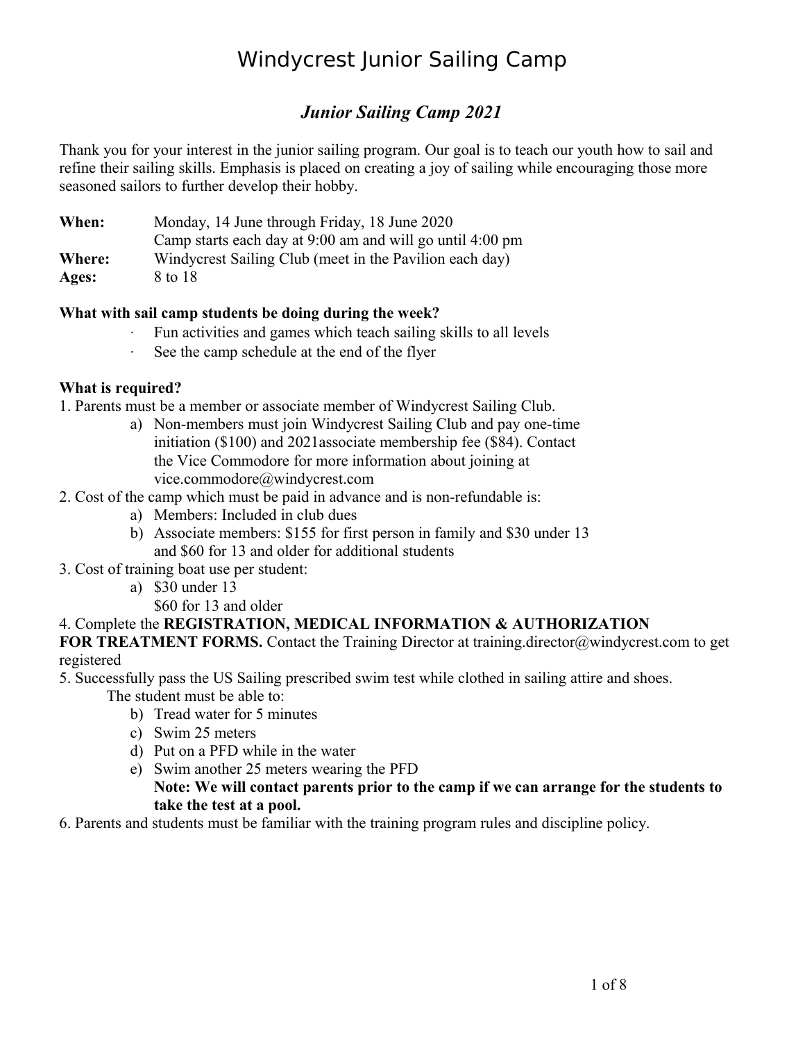# Windycrest Junior Sailing Camp

## *Junior Sailing Camp 2021*

Thank you for your interest in the junior sailing program. Our goal is to teach our youth how to sail and refine their sailing skills. Emphasis is placed on creating a joy of sailing while encouraging those more seasoned sailors to further develop their hobby.

**When:** Monday, 14 June through Friday, 18 June 2020
Camp starts each day at 9:00 am and will go until 4:00 pm
**Where:** Windycrest Sailing Club (meet in the Pavilion each day)
**Ages:** 8 to 18

**What with sail camp students be doing during the week?**

- Fun activities and games which teach sailing skills to all levels
- See the camp schedule at the end of the flyer

**What is required?**

1. Parents must be a member or associate member of Windycrest Sailing Club.
   a) Non-members must join Windycrest Sailing Club and pay one-time initiation ($100) and 2021associate membership fee ($84). Contact the Vice Commodore for more information about joining at vice.commodore@windycrest.com
2. Cost of the camp which must be paid in advance and is non-refundable is:
   a) Members: Included in club dues
   b) Associate members: $155 for first person in family and $30 under 13 and $60 for 13 and older for additional students
3. Cost of training boat use per student:
   a) $30 under 13
   $60 for 13 and older
4. Complete the **REGISTRATION, MEDICAL INFORMATION & AUTHORIZATION FOR TREATMENT FORMS.** Contact the Training Director at training.director@windycrest.com to get registered
5. Successfully pass the US Sailing prescribed swim test while clothed in sailing attire and shoes.
   The student must be able to:
   b) Tread water for 5 minutes
   c) Swim 25 meters
   d) Put on a PFD while in the water
   e) Swim another 25 meters wearing the PFD
   **Note: We will contact parents prior to the camp if we can arrange for the students to take the test at a pool.**
6. Parents and students must be familiar with the training program rules and discipline policy.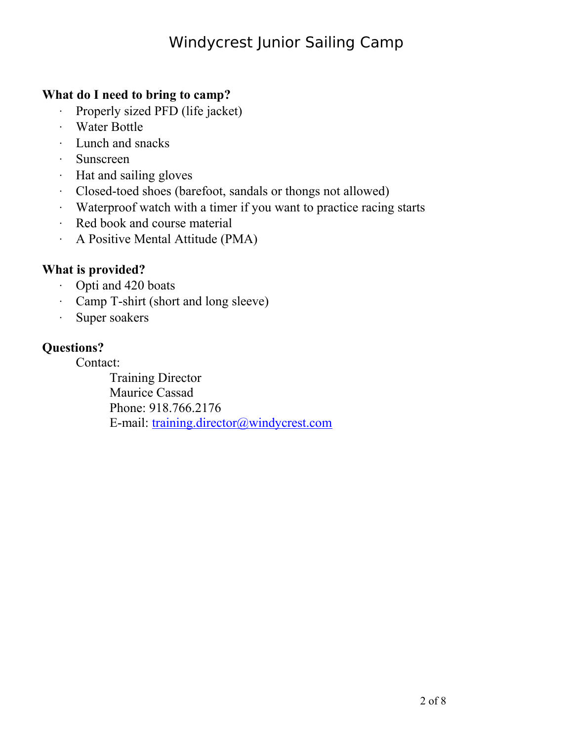# Windycrest Junior Sailing Camp

**What do I need to bring to camp?**

- Properly sized PFD (life jacket)
- Water Bottle
- Lunch and snacks
- Sunscreen
- Hat and sailing gloves
- Closed-toed shoes (barefoot, sandals or thongs not allowed)
- Waterproof watch with a timer if you want to practice racing starts
- Red book and course material
- A Positive Mental Attitude (PMA)

**What is provided?**

- Opti and 420 boats
- Camp T-shirt (short and long sleeve)
- Super soakers

**Questions?**

Contact:

Training Director
Maurice Cassad
Phone: 918.766.2176
E-mail: training.director@windycrest.com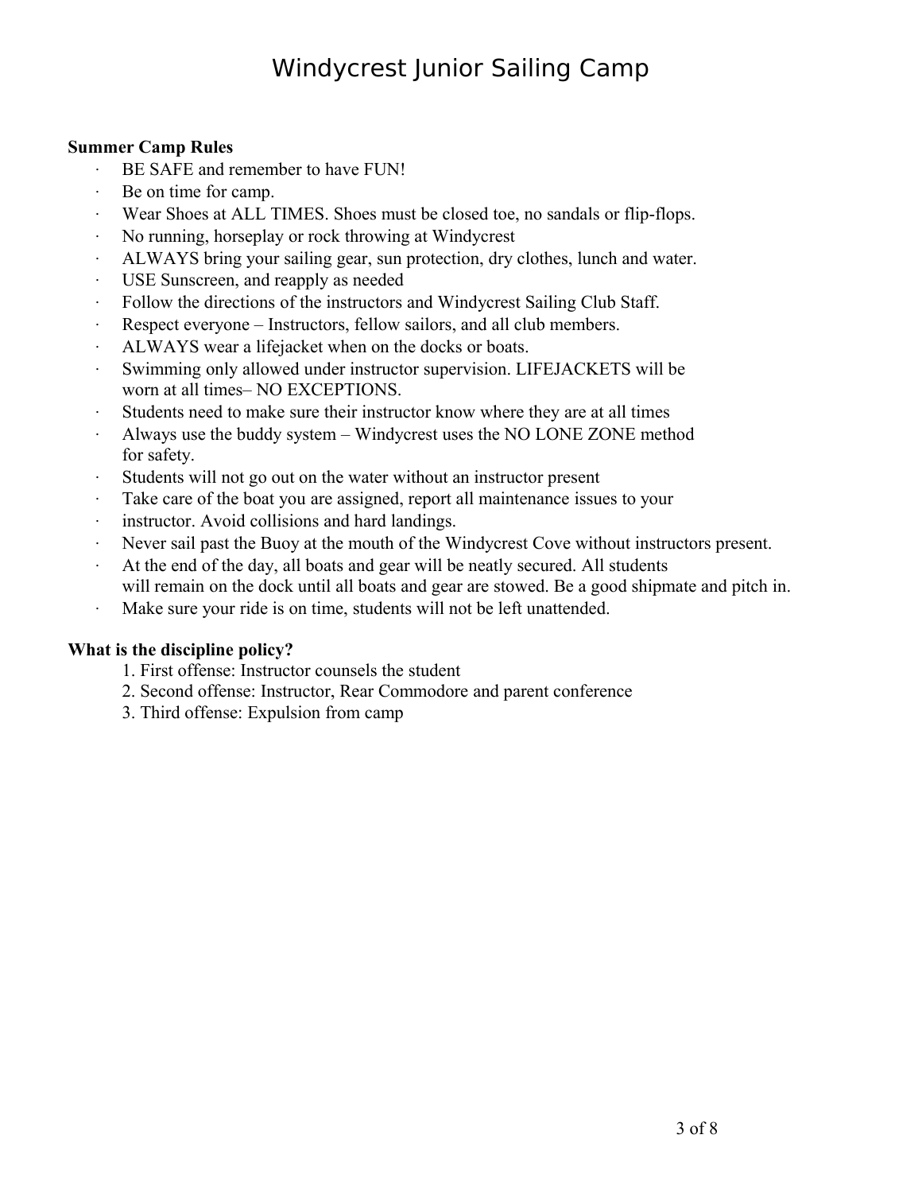**Summer Camp Rules**

- BE SAFE and remember to have FUN!
- Be on time for camp.
- Wear Shoes at ALL TIMES. Shoes must be closed toe, no sandals or flip-flops.
- No running, horseplay or rock throwing at Windycrest
- ALWAYS bring your sailing gear, sun protection, dry clothes, lunch and water.
- USE Sunscreen, and reapply as needed
- Follow the directions of the instructors and Windycrest Sailing Club Staff.
- Respect everyone – Instructors, fellow sailors, and all club members.
- ALWAYS wear a lifejacket when on the docks or boats.
- Swimming only allowed under instructor supervision. LIFEJACKETS will be worn at all times– NO EXCEPTIONS.
- Students need to make sure their instructor know where they are at all times
- Always use the buddy system – Windycrest uses the NO LONE ZONE method for safety.
- Students will not go out on the water without an instructor present
- Take care of the boat you are assigned, report all maintenance issues to your
- instructor. Avoid collisions and hard landings.
- Never sail past the Buoy at the mouth of the Windycrest Cove without instructors present.
- At the end of the day, all boats and gear will be neatly secured. All students will remain on the dock until all boats and gear are stowed. Be a good shipmate and pitch in.
- Make sure your ride is on time, students will not be left unattended.

**What is the discipline policy?**

1. First offense: Instructor counsels the student
2. Second offense: Instructor, Rear Commodore and parent conference
3. Third offense: Expulsion from camp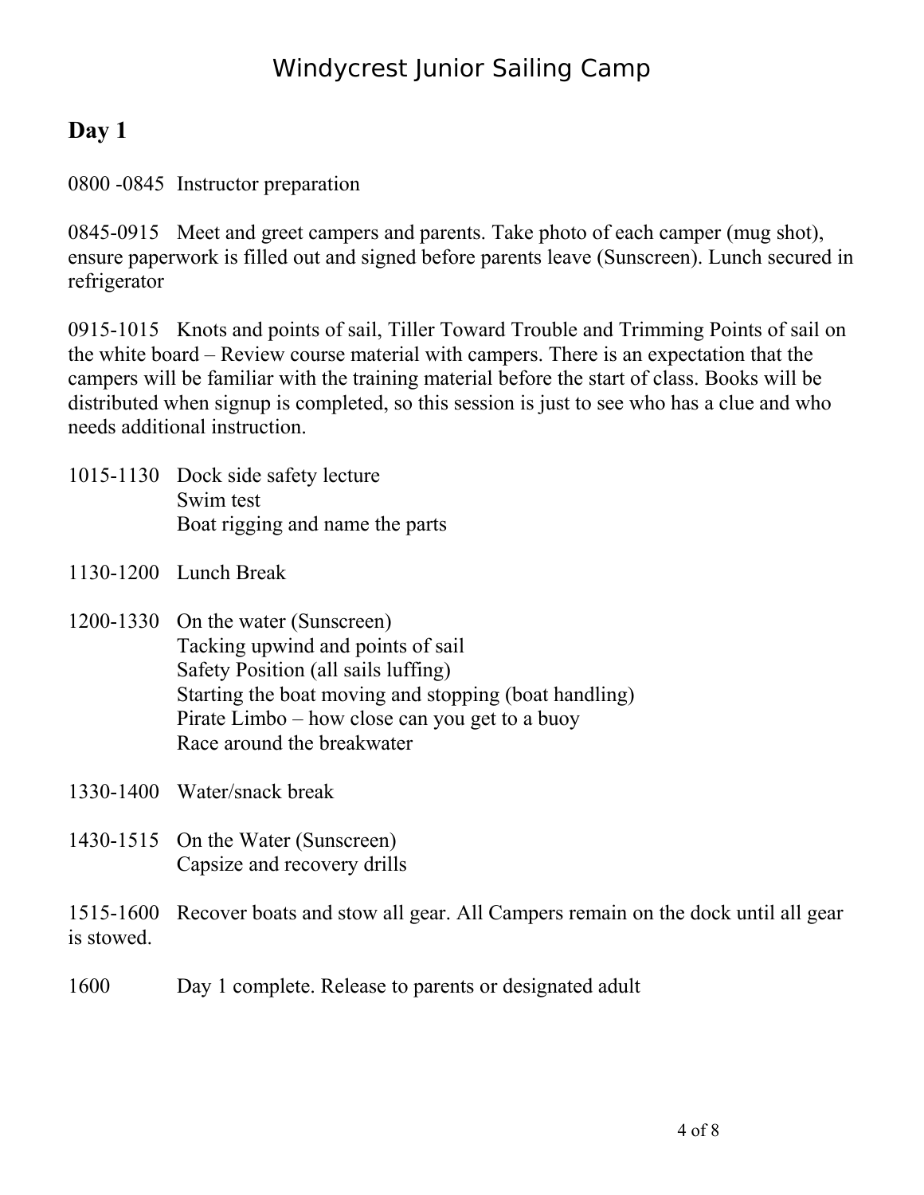# Windycrest Junior Sailing Camp

## Day 1

0800 -0845 Instructor preparation

0845-0915 Meet and greet campers and parents. Take photo of each camper (mug shot), ensure paperwork is filled out and signed before parents leave (Sunscreen). Lunch secured in refrigerator

0915-1015 Knots and points of sail, Tiller Toward Trouble and Trimming Points of sail on the white board – Review course material with campers. There is an expectation that the campers will be familiar with the training material before the start of class. Books will be distributed when signup is completed, so this session is just to see who has a clue and who needs additional instruction.

1015-1130 Dock side safety lecture
Swim test
Boat rigging and name the parts

1130-1200 Lunch Break

1200-1330 On the water (Sunscreen)
Tacking upwind and points of sail
Safety Position (all sails luffing)
Starting the boat moving and stopping (boat handling)
Pirate Limbo – how close can you get to a buoy
Race around the breakwater

1330-1400 Water/snack break

1430-1515 On the Water (Sunscreen)
Capsize and recovery drills

1515-1600 Recover boats and stow all gear. All Campers remain on the dock until all gear is stowed.

1600 Day 1 complete. Release to parents or designated adult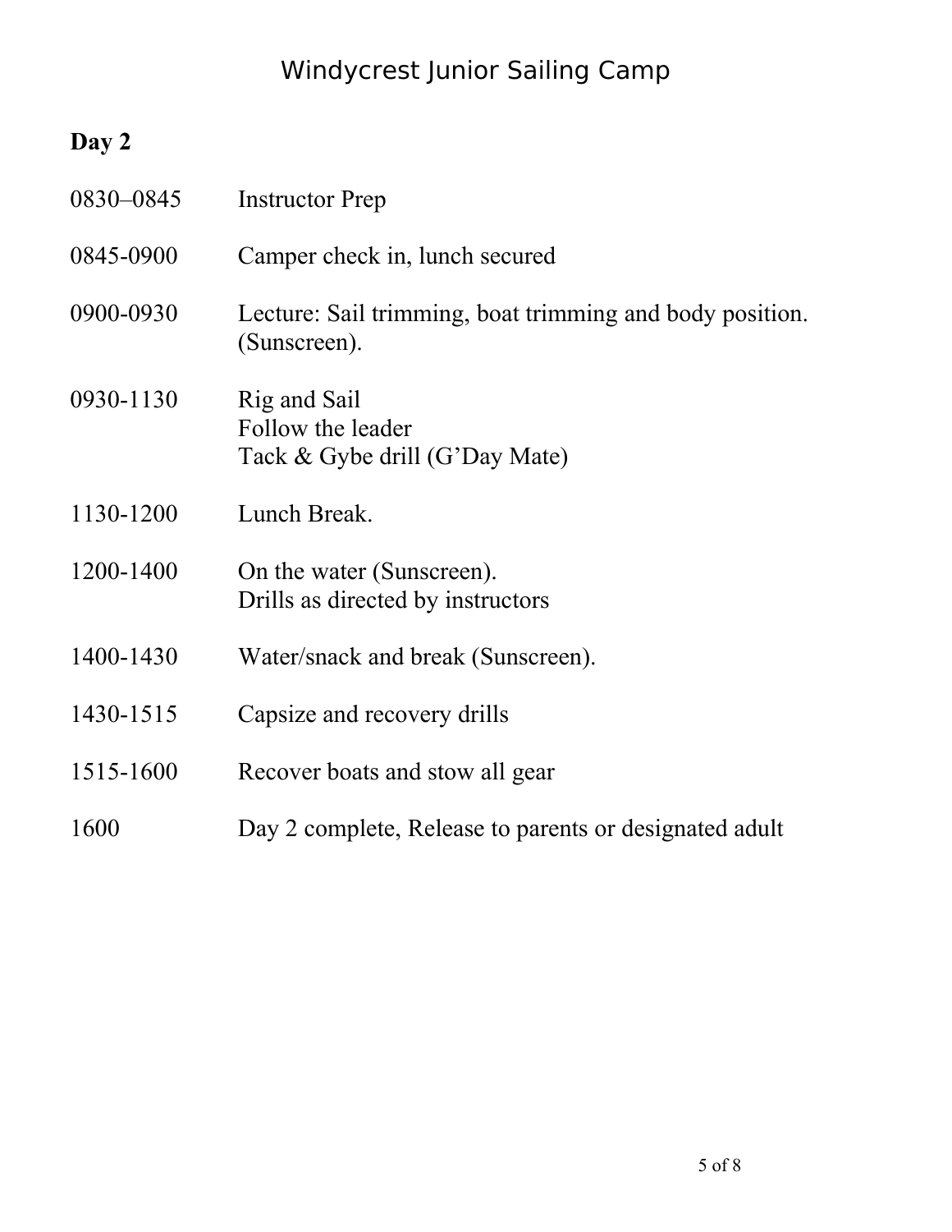# Windycrest Junior Sailing Camp

## Day 2

| | |
|---|---|
| 0830–0845 | Instructor Prep |
| 0845-0900 | Camper check in, lunch secured |
| 0900-0930 | Lecture: Sail trimming, boat trimming and body position. (Sunscreen). |
| 0930-1130 | Rig and Sail<br>Follow the leader<br>Tack & Gybe drill (G'Day Mate) |
| 1130-1200 | Lunch Break. |
| 1200-1400 | On the water (Sunscreen).<br>Drills as directed by instructors |
| 1400-1430 | Water/snack and break (Sunscreen). |
| 1430-1515 | Capsize and recovery drills |
| 1515-1600 | Recover boats and stow all gear |
| 1600 | Day 2 complete, Release to parents or designated adult |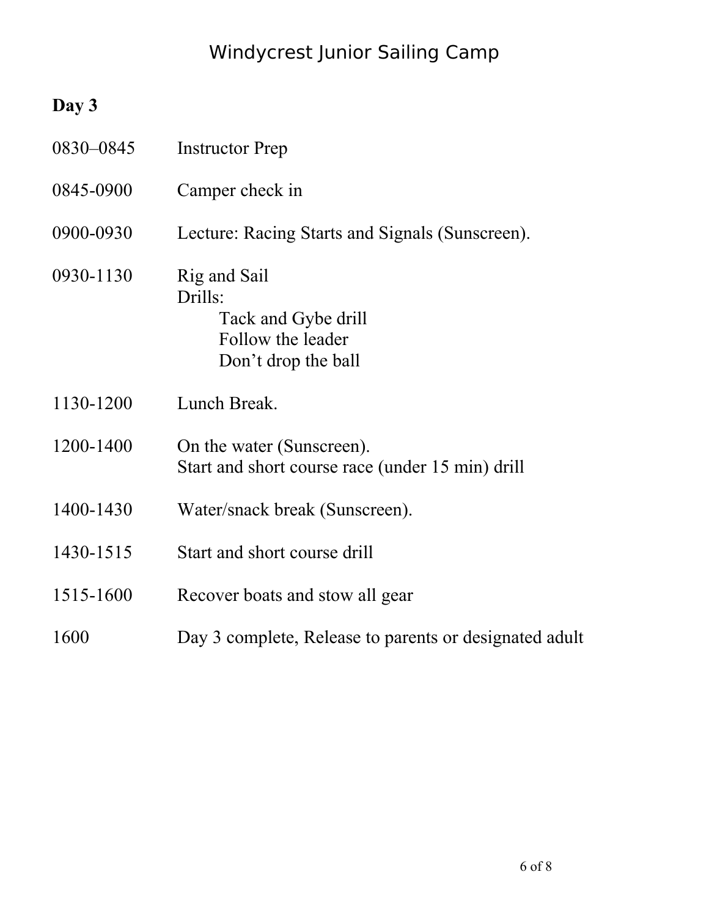# Windycrest Junior Sailing Camp

## Day 3

| | |
|---|---|
| 0830–0845 | Instructor Prep |
| 0845-0900 | Camper check in |
| 0900-0930 | Lecture: Racing Starts and Signals (Sunscreen). |
| 0930-1130 | Rig and Sail<br>Drills:<br>Tack and Gybe drill<br>Follow the leader<br>Don’t drop the ball |
| 1130-1200 | Lunch Break. |
| 1200-1400 | On the water (Sunscreen).<br>Start and short course race (under 15 min) drill |
| 1400-1430 | Water/snack break (Sunscreen). |
| 1430-1515 | Start and short course drill |
| 1515-1600 | Recover boats and stow all gear |
| 1600 | Day 3 complete, Release to parents or designated adult |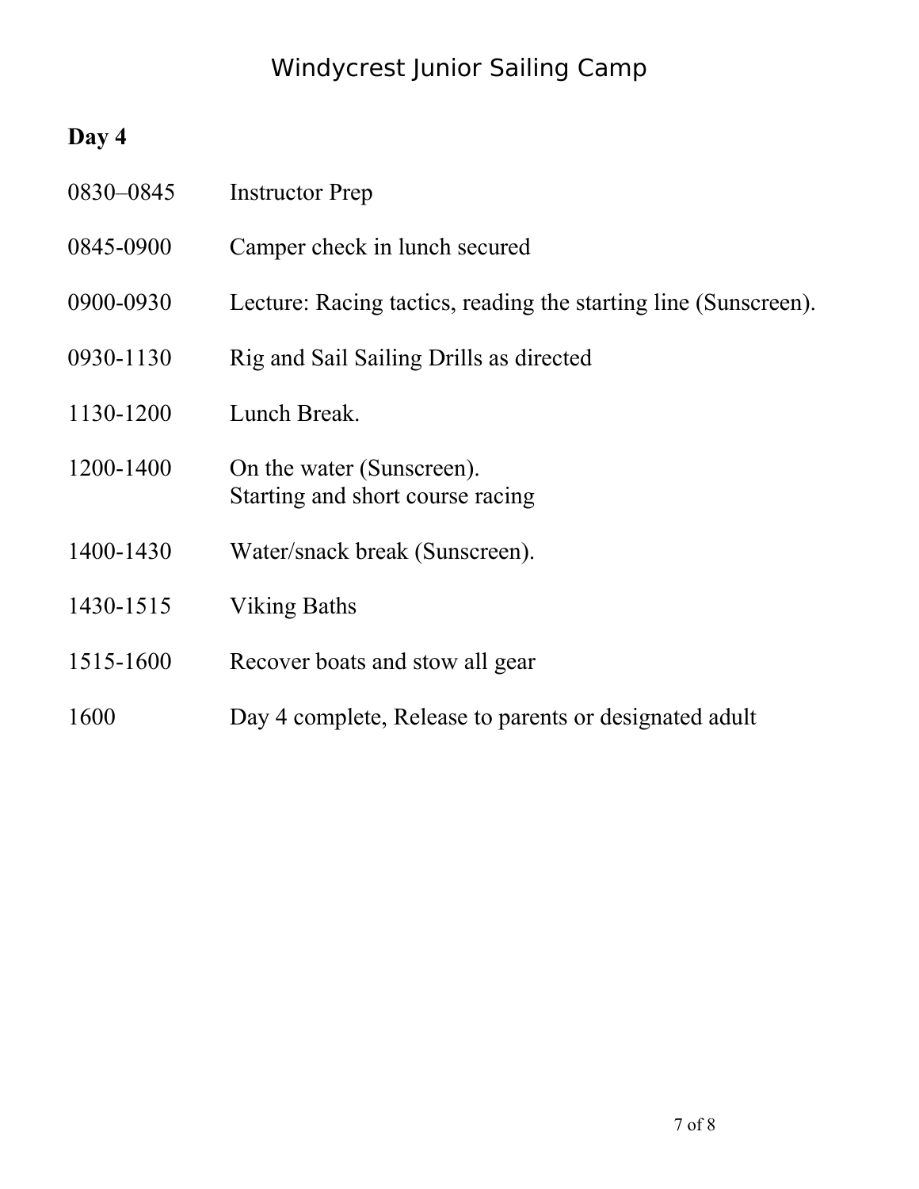# Windycrest Junior Sailing Camp

## Day 4

| | |
|---|---|
| 0830–0845 | Instructor Prep |
| 0845-0900 | Camper check in lunch secured |
| 0900-0930 | Lecture: Racing tactics, reading the starting line (Sunscreen). |
| 0930-1130 | Rig and Sail Sailing Drills as directed |
| 1130-1200 | Lunch Break. |
| 1200-1400 | On the water (Sunscreen).<br>Starting and short course racing |
| 1400-1430 | Water/snack break (Sunscreen). |
| 1430-1515 | Viking Baths |
| 1515-1600 | Recover boats and stow all gear |
| 1600 | Day 4 complete, Release to parents or designated adult |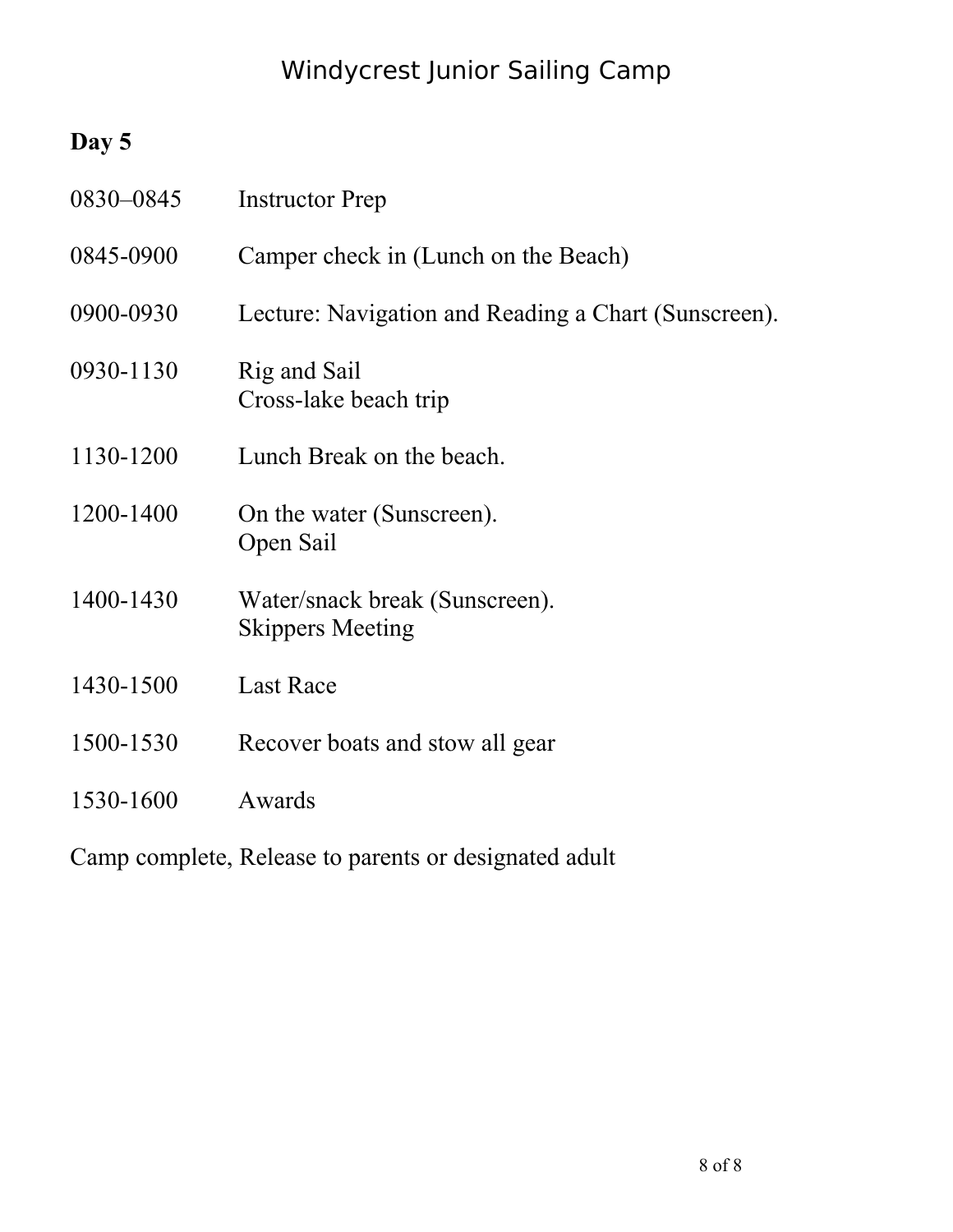## Day 5

0830–0845 Instructor Prep

0845-0900 Camper check in (Lunch on the Beach)

0900-0930 Lecture: Navigation and Reading a Chart (Sunscreen).

0930-1130 Rig and Sail
Cross-lake beach trip

1130-1200 Lunch Break on the beach.

1200-1400 On the water (Sunscreen).
Open Sail

1400-1430 Water/snack break (Sunscreen).
Skippers Meeting

1430-1500 Last Race

1500-1530 Recover boats and stow all gear

1530-1600 Awards

Camp complete, Release to parents or designated adult